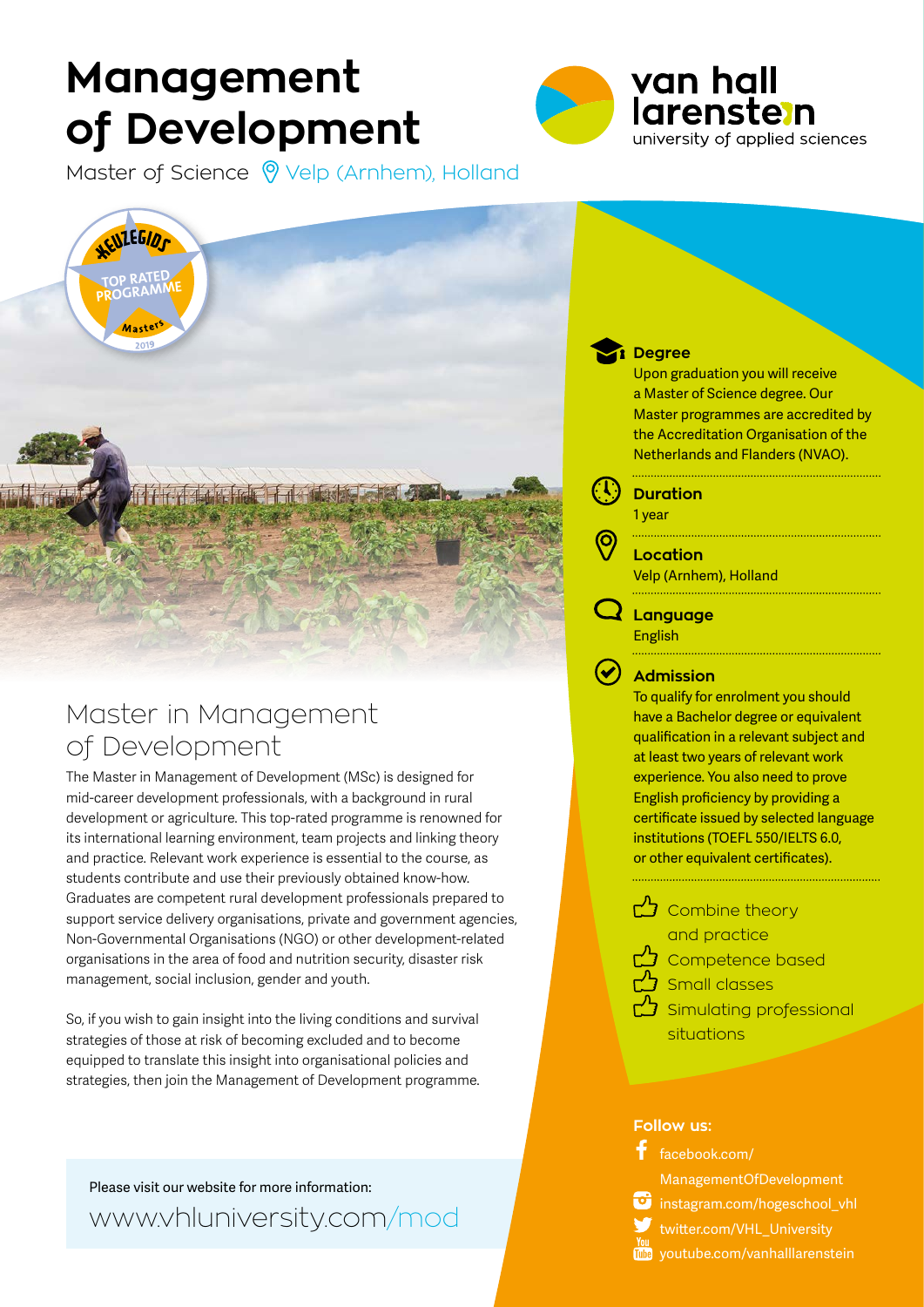# Management of Development

Master of Science Velp (Arnhem), Holland

van hall larenstein
university of applied sciences

KEUZEGIDS
TOP RATED PROGRAMME
Masters
2019

## Master in Management of Development

The Master in Management of Development (MSc) is designed for mid-career development professionals, with a background in rural development or agriculture. This top-rated programme is renowned for its international learning environment, team projects and linking theory and practice. Relevant work experience is essential to the course, as students contribute and use their previously obtained know-how. Graduates are competent rural development professionals prepared to support service delivery organisations, private and government agencies, Non-Governmental Organisations (NGO) or other development-related organisations in the area of food and nutrition security, disaster risk management, social inclusion, gender and youth.

So, if you wish to gain insight into the living conditions and survival strategies of those at risk of becoming excluded and to become equipped to translate this insight into organisational policies and strategies, then join the Management of Development programme.

Please visit our website for more information:
www.vhluniversity.com/mod

### Degree

Upon graduation you will receive a Master of Science degree. Our Master programmes are accredited by the Accreditation Organisation of the Netherlands and Flanders (NVAO).

### Duration

1 year

### Location

Velp (Arnhem), Holland

### Language

English

### Admission

To qualify for enrolment you should have a Bachelor degree or equivalent qualification in a relevant subject and at least two years of relevant work experience. You also need to prove English proficiency by providing a certificate issued by selected language institutions (TOEFL 550/IELTS 6.0, or other equivalent certificates).

- Combine theory and practice
- Competence based
- Small classes
- Simulating professional situations

**Follow us:**

- facebook.com/ManagementOfDevelopment
- instagram.com/hogeschool_vhl
- twitter.com/VHL_University
- youtube.com/vanhalllarenstein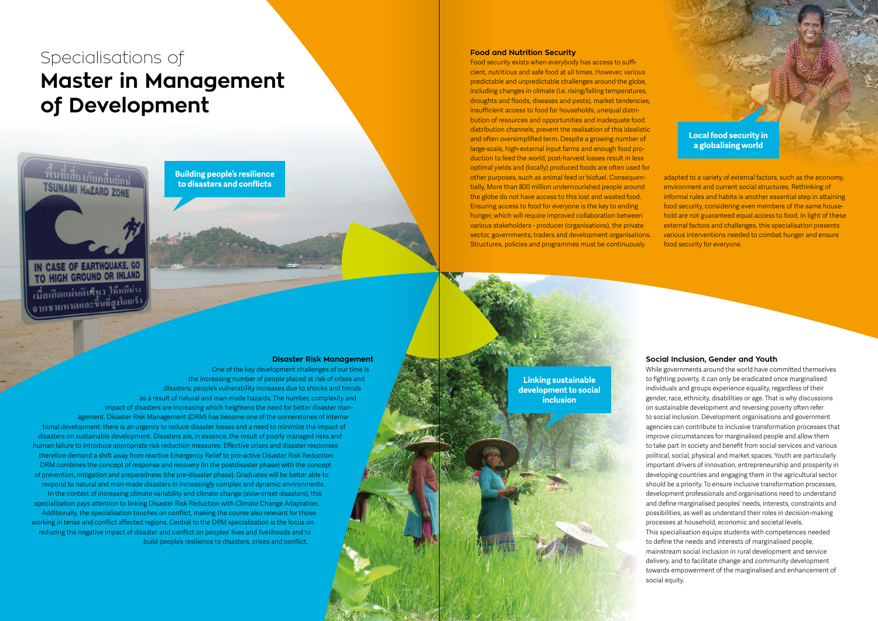Specialisations of

# Master in Management of Development

**Building people's resilience to disasters and conflicts**

## Disaster Risk Management

One of the key development challenges of our time is the increasing number of people placed at risk of crises and disasters; people's vulnerability increases due to shocks and trends as a result of natural and man-made hazards. The number, complexity and impact of disasters are increasing which heightens the need for better disaster management. Disaster Risk Management (DRM) has become one of the cornerstones of international development: there is an urgency to reduce disaster losses and a need to minimize the impact of disasters on sustainable development. Disasters are, in essence, the result of poorly managed risks and human failure to introduce appropriate risk reduction measures. Effective crises and disaster responses therefore demand a shift away from reactive Emergency Relief to pro-active Disaster Risk Reduction. DRM combines the concept of response and recovery (in the postdisaster phase) with the concept of prevention, mitigation and preparedness (the pre-disaster phase). Graduates will be better able to respond to natural and man-made disasters in increasingly complex and dynamic environments. In the context of increasing climate variability and climate change (slow-onset disasters), this specialization pays attention to linking Disaster Risk Reduction with Climate Change Adaptation. Additionally, the specialisation touches on conflict, making the course also relevant for those working in tense and conflict affected regions. Central to the DRM specialization is the focus on reducing the negative impact of disaster and conflict on peoples' lives and livelihoods and to build people's resilience to disasters, crises and conflict.

**Local food security in a globalising world**

## Food and Nutrition Security

Food security exists when everybody has access to sufficient, nutritious and safe food at all times. However, various predictable and unpredictable challenges around the globe, including changes in climate (i.e. rising/falling temperatures, droughts and floods, diseases and pests), market tendencies, insufficient access to food for households, unequal distribution of resources and opportunities and inadequate food distribution channels, prevent the realisation of this idealistic and often oversimplified term. Despite a growing number of large-scale, high-external input farms and enough food production to feed the world, post-harvest losses result in less optimal yields and (locally) produced foods are often used for other purposes, such as animal feed or biofuel. Consequentially, More than 800 million undernourished people around the globe do not have access to this lost and wasted food. Ensuring access to food for everyone is the key to ending hunger, which will require improved collaboration between various stakeholders - producer (organisations), the private sector, governments, traders and development organisations. Structures, policies and programmes must be continuously adapted to a variety of external factors, such as the economy, environment and current social structures. Rethinking of informal rules and habits is another essential step in attaining food security, considering even members of the same household are not guaranteed equal access to food. In light of these external factors and challenges, this specialisation presents various interventions needed to combat hunger and ensure food security for everyone.

**Linking sustainable development to social inclusion**

## Social Inclusion, Gender and Youth

While governments around the world have committed themselves to fighting poverty, it can only be eradicated once marginalised individuals and groups experience equality, regardless of their gender, race, ethnicity, disabilities or age. That is why discussions on sustainable development and reversing poverty often refer to social inclusion. Development organisations and government agencies can contribute to inclusive transformation processes that improve circumstances for marginalised people and allow them to take part in society and benefit from social services and various political, social, physical and market spaces. Youth are particularly important drivers of innovation, entrepreneurship and prosperity in developing countries and engaging them in the agricultural sector should be a priority. To ensure inclusive transformation processes, development professionals and organisations need to understand and define marginalised peoples' needs, interests, constraints and possibilities, as well as understand their roles in decision-making processes at household, economic and societal levels.

This specialisation equips students with competences needed to define the needs and interests of marginalised people, mainstream social inclusion in rural development and service delivery, and to facilitate change and community development towards empowerment of the marginalised and enhancement of social equity.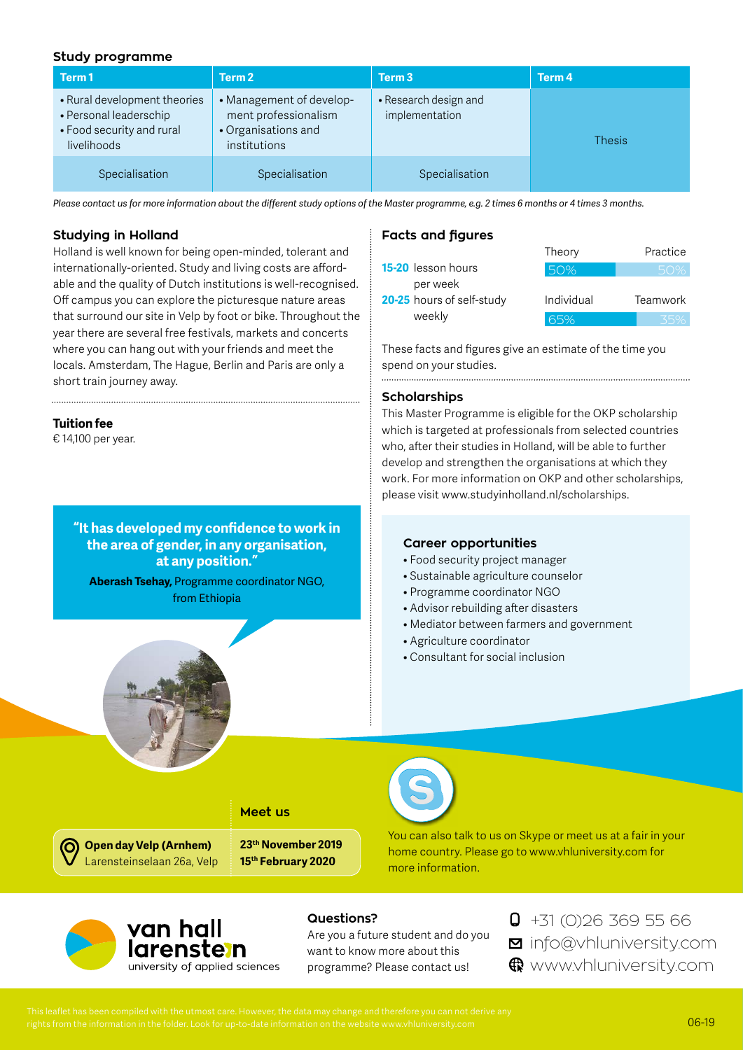### Study programme

| Term 1 | Term 2 | Term 3 | Term 4 |
|---|---|---|---|
| • Rural development theories<br>• Personal leaderschip<br>• Food security and rural livelihoods | • Management of development professionalism<br>• Organisations and institutions | • Research design and implementation | Thesis |
| Specialisation | Specialisation | Specialisation | |

*Please contact us for more information about the different study options of the Master programme, e.g. 2 times 6 months or 4 times 3 months.*

### Studying in Holland

Holland is well known for being open-minded, tolerant and internationally-oriented. Study and living costs are affordable and the quality of Dutch institutions is well-recognised. Off campus you can explore the picturesque nature areas that surround our site in Velp by foot or bike. Throughout the year there are several free festivals, markets and concerts where you can hang out with your friends and meet the locals. Amsterdam, The Hague, Berlin and Paris are only a short train journey away.

**Tuition fee**

€ 14,100 per year.

### Facts and figures

**15-20** lesson hours per week

**20-25** hours of self-study weekly

Theory 50% Practice 50%

Individual 65% Teamwork 35%

These facts and figures give an estimate of the time you spend on your studies.

### Scholarships

This Master Programme is eligible for the OKP scholarship which is targeted at professionals from selected countries who, after their studies in Holland, will be able to further develop and strengthen the organisations at which they work. For more information on OKP and other scholarships, please visit www.studyinholland.nl/scholarships.

**"It has developed my confidence to work in the area of gender, in any organisation, at any position."**

**Aberash Tsehay,** Programme coordinator NGO, from Ethiopia

### Career opportunities

- Food security project manager
- Sustainable agriculture counselor
- Programme coordinator NGO
- Advisor rebuilding after disasters
- Mediator between farmers and government
- Agriculture coordinator
- Consultant for social inclusion

### Meet us

**Open day Velp (Arnhem)**
Larensteinselaan 26a, Velp

**23th November 2019**
**15th February 2020**

You can also talk to us on Skype or meet us at a fair in your home country. Please go to www.vhluniversity.com for more information.

van hall larenstein
university of applied sciences

### Questions?

Are you a future student and do you want to know more about this programme? Please contact us!

+31 (0)26 369 55 66
info@vhluniversity.com
www.vhluniversity.com

This leaflet has been compiled with the utmost care. However, the data may change and therefore you can not derive any rights from the information in the folder. Look for up-to-date information on the website www.vhluniversity.com

06-19